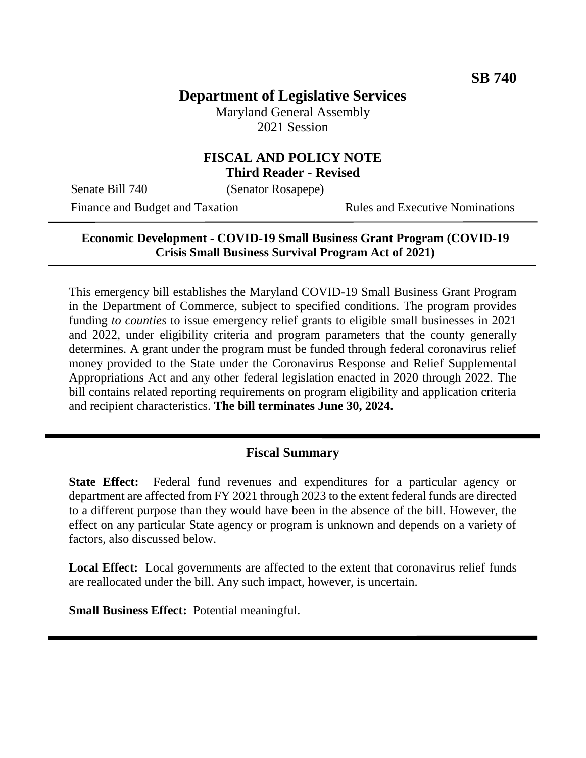**SB 740**

# Department of Legislative Services

Maryland General Assembly
2021 Session

## FISCAL AND POLICY NOTE
**Third Reader - Revised**

Senate Bill 740 (Senator Rosapepe)

Finance and Budget and Taxation Rules and Executive Nominations

---

**Economic Development - COVID-19 Small Business Grant Program (COVID-19 Crisis Small Business Survival Program Act of 2021)**

---

This emergency bill establishes the Maryland COVID-19 Small Business Grant Program in the Department of Commerce, subject to specified conditions. The program provides funding *to counties* to issue emergency relief grants to eligible small businesses in 2021 and 2022, under eligibility criteria and program parameters that the county generally determines. A grant under the program must be funded through federal coronavirus relief money provided to the State under the Coronavirus Response and Relief Supplemental Appropriations Act and any other federal legislation enacted in 2020 through 2022. The bill contains related reporting requirements on program eligibility and application criteria and recipient characteristics. **The bill terminates June 30, 2024.**

---

## Fiscal Summary

**State Effect:** Federal fund revenues and expenditures for a particular agency or department are affected from FY 2021 through 2023 to the extent federal funds are directed to a different purpose than they would have been in the absence of the bill. However, the effect on any particular State agency or program is unknown and depends on a variety of factors, also discussed below.

**Local Effect:** Local governments are affected to the extent that coronavirus relief funds are reallocated under the bill. Any such impact, however, is uncertain.

**Small Business Effect:** Potential meaningful.

---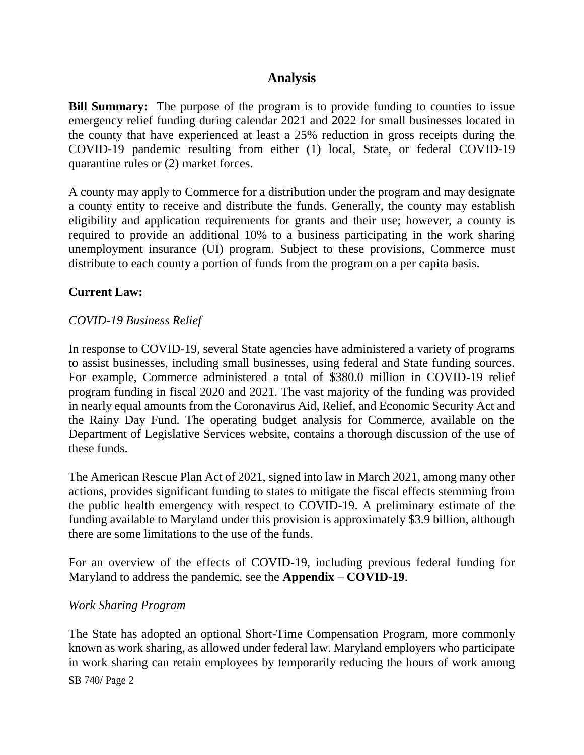## Analysis

**Bill Summary:** The purpose of the program is to provide funding to counties to issue emergency relief funding during calendar 2021 and 2022 for small businesses located in the county that have experienced at least a 25% reduction in gross receipts during the COVID-19 pandemic resulting from either (1) local, State, or federal COVID-19 quarantine rules or (2) market forces.

A county may apply to Commerce for a distribution under the program and may designate a county entity to receive and distribute the funds. Generally, the county may establish eligibility and application requirements for grants and their use; however, a county is required to provide an additional 10% to a business participating in the work sharing unemployment insurance (UI) program. Subject to these provisions, Commerce must distribute to each county a portion of funds from the program on a per capita basis.

**Current Law:**

*COVID-19 Business Relief*

In response to COVID-19, several State agencies have administered a variety of programs to assist businesses, including small businesses, using federal and State funding sources. For example, Commerce administered a total of $380.0 million in COVID-19 relief program funding in fiscal 2020 and 2021. The vast majority of the funding was provided in nearly equal amounts from the Coronavirus Aid, Relief, and Economic Security Act and the Rainy Day Fund. The operating budget analysis for Commerce, available on the Department of Legislative Services website, contains a thorough discussion of the use of these funds.

The American Rescue Plan Act of 2021, signed into law in March 2021, among many other actions, provides significant funding to states to mitigate the fiscal effects stemming from the public health emergency with respect to COVID-19. A preliminary estimate of the funding available to Maryland under this provision is approximately $3.9 billion, although there are some limitations to the use of the funds.

For an overview of the effects of COVID-19, including previous federal funding for Maryland to address the pandemic, see the **Appendix – COVID-19**.

*Work Sharing Program*

The State has adopted an optional Short-Time Compensation Program, more commonly known as work sharing, as allowed under federal law. Maryland employers who participate in work sharing can retain employees by temporarily reducing the hours of work among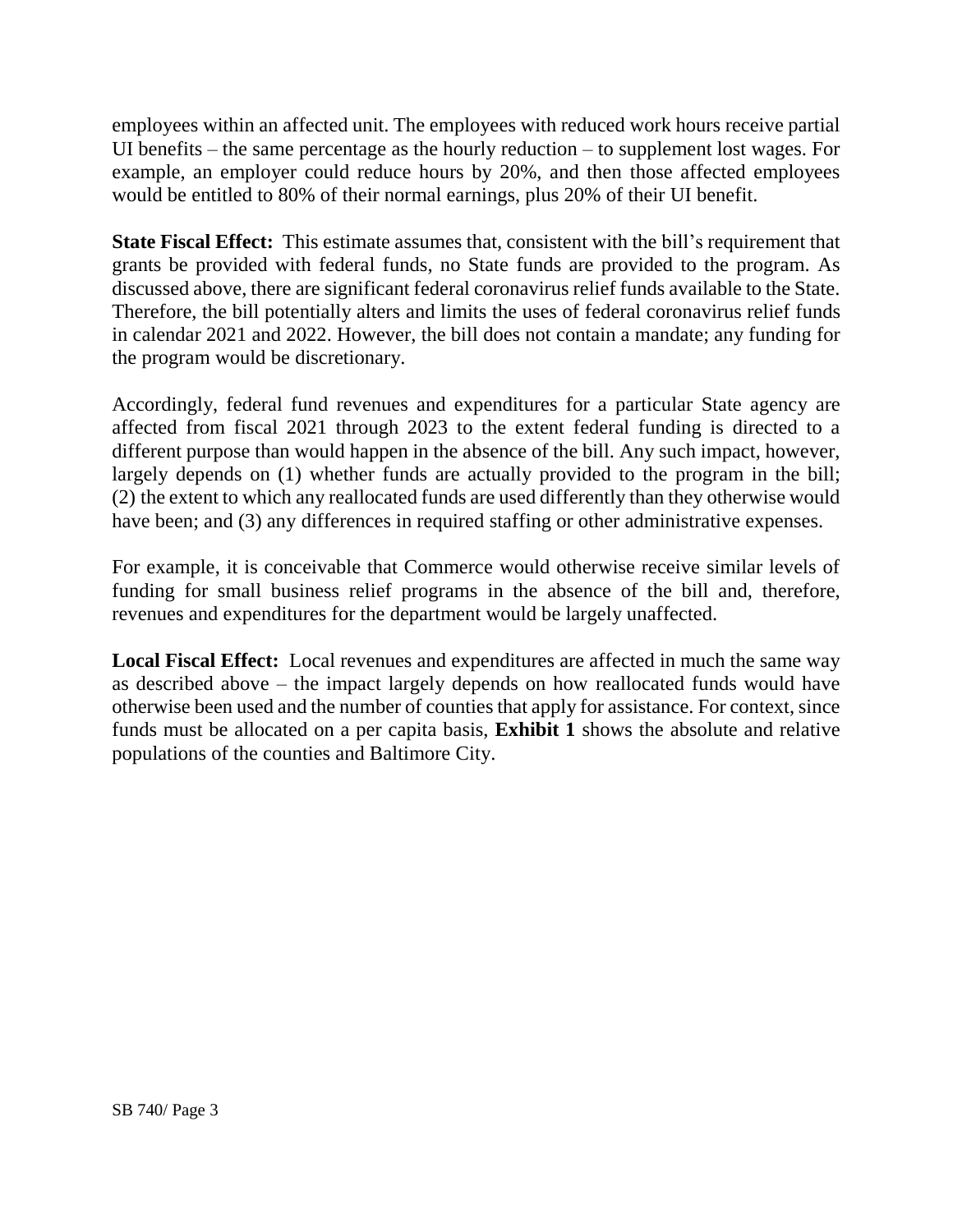employees within an affected unit. The employees with reduced work hours receive partial UI benefits – the same percentage as the hourly reduction – to supplement lost wages. For example, an employer could reduce hours by 20%, and then those affected employees would be entitled to 80% of their normal earnings, plus 20% of their UI benefit.

**State Fiscal Effect:** This estimate assumes that, consistent with the bill's requirement that grants be provided with federal funds, no State funds are provided to the program. As discussed above, there are significant federal coronavirus relief funds available to the State. Therefore, the bill potentially alters and limits the uses of federal coronavirus relief funds in calendar 2021 and 2022. However, the bill does not contain a mandate; any funding for the program would be discretionary.

Accordingly, federal fund revenues and expenditures for a particular State agency are affected from fiscal 2021 through 2023 to the extent federal funding is directed to a different purpose than would happen in the absence of the bill. Any such impact, however, largely depends on (1) whether funds are actually provided to the program in the bill; (2) the extent to which any reallocated funds are used differently than they otherwise would have been; and (3) any differences in required staffing or other administrative expenses.

For example, it is conceivable that Commerce would otherwise receive similar levels of funding for small business relief programs in the absence of the bill and, therefore, revenues and expenditures for the department would be largely unaffected.

**Local Fiscal Effect:** Local revenues and expenditures are affected in much the same way as described above – the impact largely depends on how reallocated funds would have otherwise been used and the number of counties that apply for assistance. For context, since funds must be allocated on a per capita basis, **Exhibit 1** shows the absolute and relative populations of the counties and Baltimore City.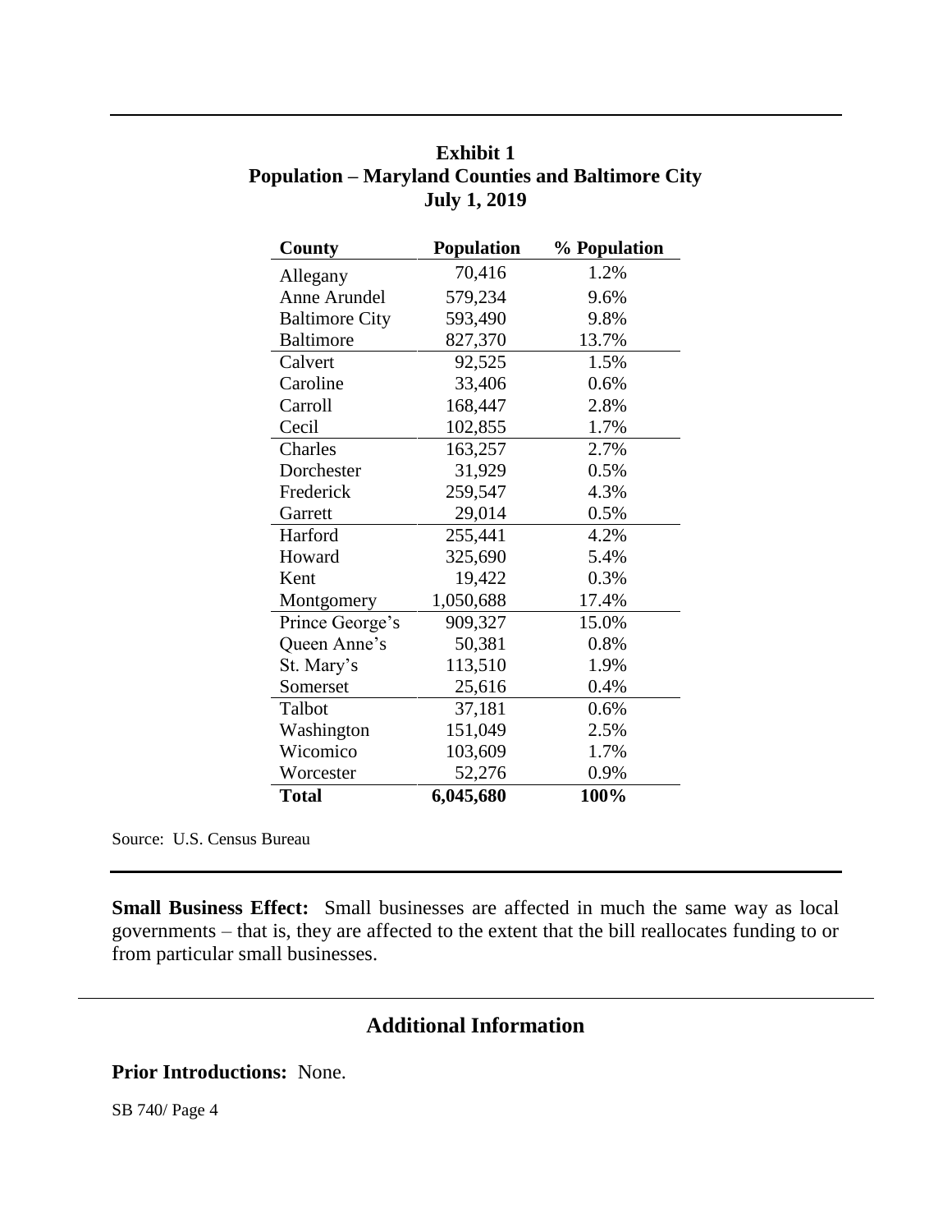**Exhibit 1**
**Population – Maryland Counties and Baltimore City**
**July 1, 2019**

| County | Population | % Population |
|---|---|---|
| Allegany | 70,416 | 1.2% |
| Anne Arundel | 579,234 | 9.6% |
| Baltimore City | 593,490 | 9.8% |
| Baltimore | 827,370 | 13.7% |
| Calvert | 92,525 | 1.5% |
| Caroline | 33,406 | 0.6% |
| Carroll | 168,447 | 2.8% |
| Cecil | 102,855 | 1.7% |
| Charles | 163,257 | 2.7% |
| Dorchester | 31,929 | 0.5% |
| Frederick | 259,547 | 4.3% |
| Garrett | 29,014 | 0.5% |
| Harford | 255,441 | 4.2% |
| Howard | 325,690 | 5.4% |
| Kent | 19,422 | 0.3% |
| Montgomery | 1,050,688 | 17.4% |
| Prince George's | 909,327 | 15.0% |
| Queen Anne's | 50,381 | 0.8% |
| St. Mary's | 113,510 | 1.9% |
| Somerset | 25,616 | 0.4% |
| Talbot | 37,181 | 0.6% |
| Washington | 151,049 | 2.5% |
| Wicomico | 103,609 | 1.7% |
| Worcester | 52,276 | 0.9% |
| **Total** | **6,045,680** | **100%** |

Source: U.S. Census Bureau

**Small Business Effect:** Small businesses are affected in much the same way as local governments – that is, they are affected to the extent that the bill reallocates funding to or from particular small businesses.

## Additional Information

**Prior Introductions:** None.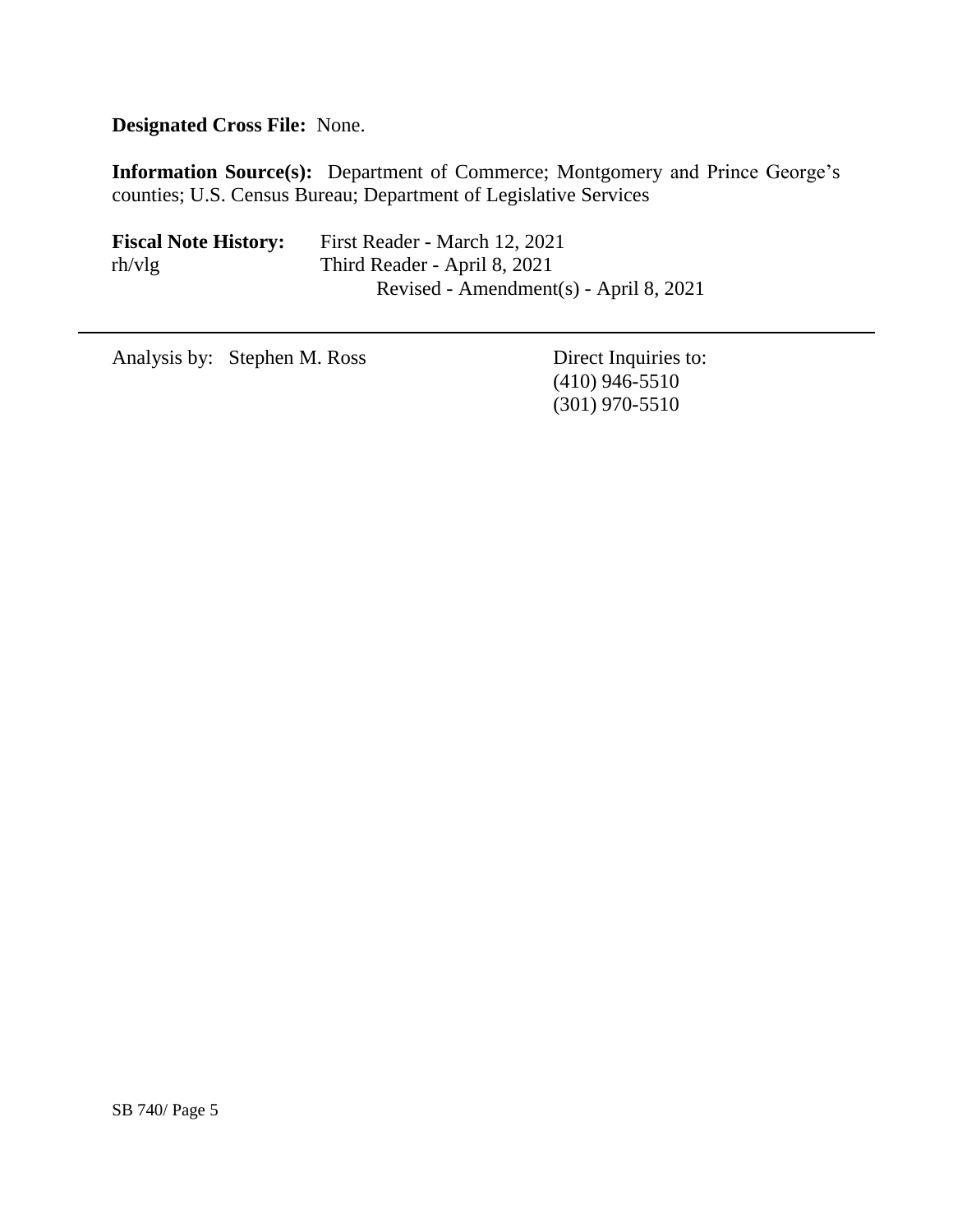**Designated Cross File:** None.

**Information Source(s):** Department of Commerce; Montgomery and Prince George's counties; U.S. Census Bureau; Department of Legislative Services

**Fiscal Note History:** First Reader - March 12, 2021
rh/vlg Third Reader - April 8, 2021
Revised - Amendment(s) - April 8, 2021

---

Analysis by: Stephen M. Ross

Direct Inquiries to:
(410) 946-5510
(301) 970-5510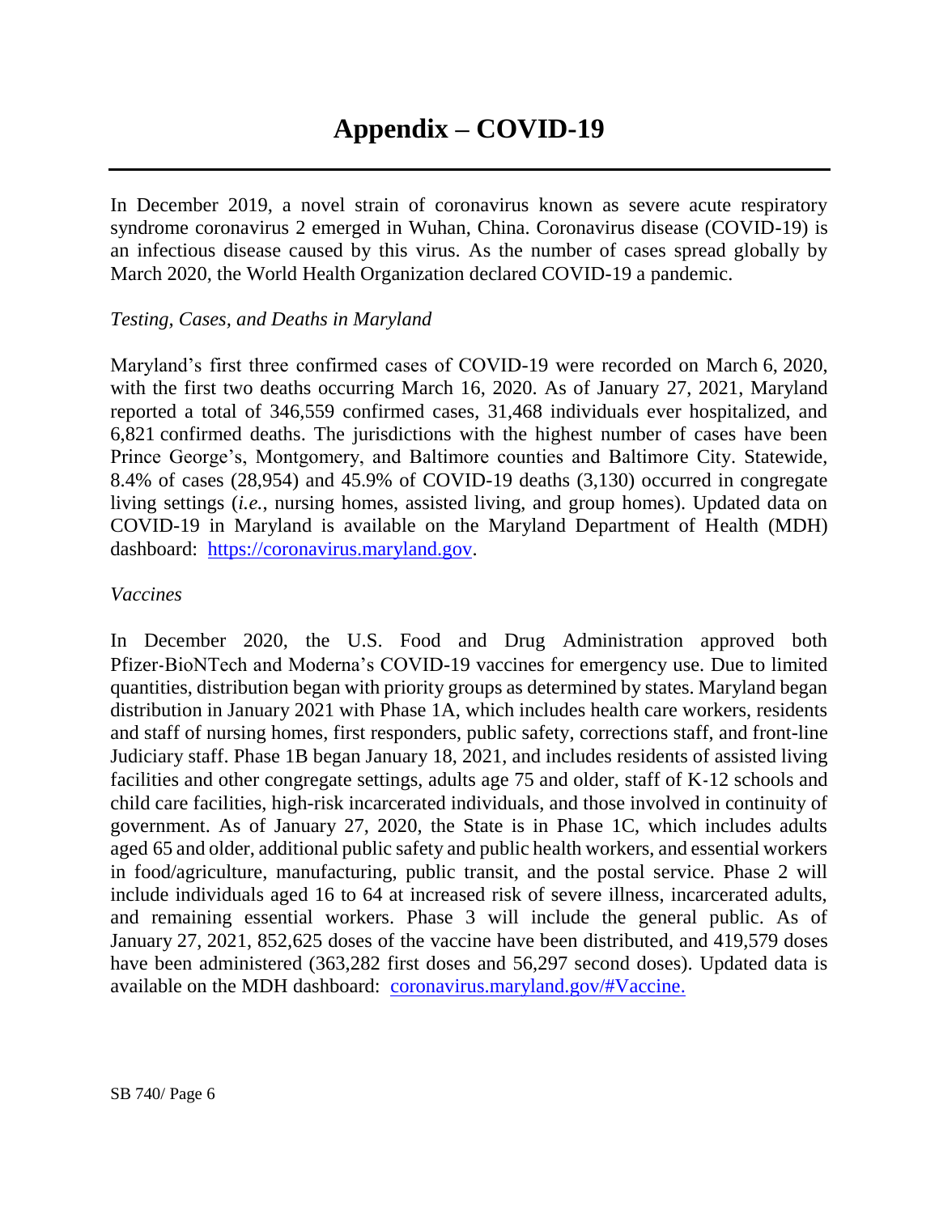# Appendix – COVID-19

In December 2019, a novel strain of coronavirus known as severe acute respiratory syndrome coronavirus 2 emerged in Wuhan, China. Coronavirus disease (COVID-19) is an infectious disease caused by this virus. As the number of cases spread globally by March 2020, the World Health Organization declared COVID-19 a pandemic.

*Testing, Cases, and Deaths in Maryland*

Maryland's first three confirmed cases of COVID-19 were recorded on March 6, 2020, with the first two deaths occurring March 16, 2020. As of January 27, 2021, Maryland reported a total of 346,559 confirmed cases, 31,468 individuals ever hospitalized, and 6,821 confirmed deaths. The jurisdictions with the highest number of cases have been Prince George's, Montgomery, and Baltimore counties and Baltimore City. Statewide, 8.4% of cases (28,954) and 45.9% of COVID-19 deaths (3,130) occurred in congregate living settings (*i.e.*, nursing homes, assisted living, and group homes). Updated data on COVID-19 in Maryland is available on the Maryland Department of Health (MDH) dashboard: [https://coronavirus.maryland.gov](https://coronavirus.maryland.gov).

*Vaccines*

In December 2020, the U.S. Food and Drug Administration approved both Pfizer-BioNTech and Moderna's COVID-19 vaccines for emergency use. Due to limited quantities, distribution began with priority groups as determined by states. Maryland began distribution in January 2021 with Phase 1A, which includes health care workers, residents and staff of nursing homes, first responders, public safety, corrections staff, and front-line Judiciary staff. Phase 1B began January 18, 2021, and includes residents of assisted living facilities and other congregate settings, adults age 75 and older, staff of K-12 schools and child care facilities, high-risk incarcerated individuals, and those involved in continuity of government. As of January 27, 2020, the State is in Phase 1C, which includes adults aged 65 and older, additional public safety and public health workers, and essential workers in food/agriculture, manufacturing, public transit, and the postal service. Phase 2 will include individuals aged 16 to 64 at increased risk of severe illness, incarcerated adults, and remaining essential workers. Phase 3 will include the general public. As of January 27, 2021, 852,625 doses of the vaccine have been distributed, and 419,579 doses have been administered (363,282 first doses and 56,297 second doses). Updated data is available on the MDH dashboard: [coronavirus.maryland.gov/#Vaccine.](https://coronavirus.maryland.gov/#Vaccine)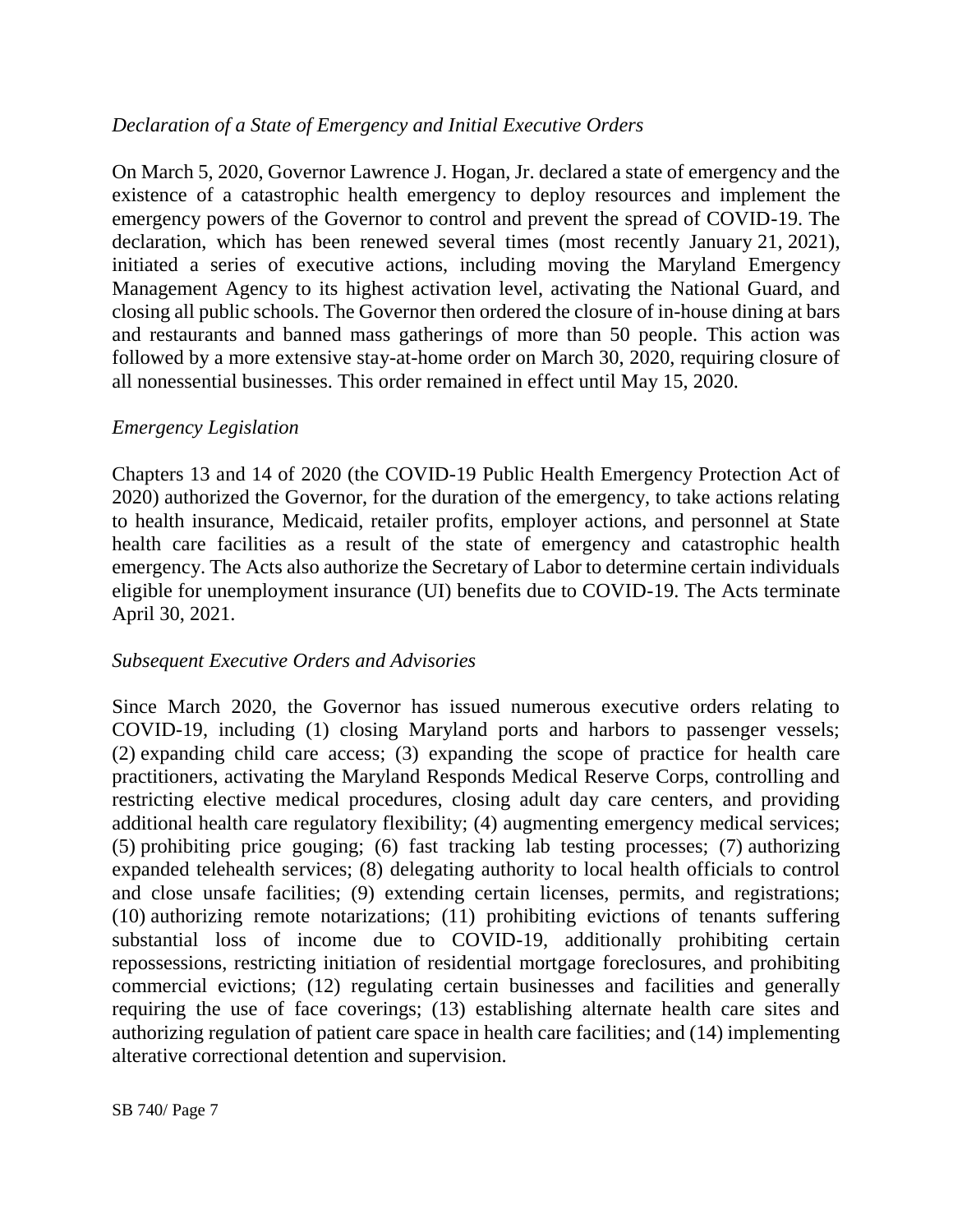*Declaration of a State of Emergency and Initial Executive Orders*

On March 5, 2020, Governor Lawrence J. Hogan, Jr. declared a state of emergency and the existence of a catastrophic health emergency to deploy resources and implement the emergency powers of the Governor to control and prevent the spread of COVID-19. The declaration, which has been renewed several times (most recently January 21, 2021), initiated a series of executive actions, including moving the Maryland Emergency Management Agency to its highest activation level, activating the National Guard, and closing all public schools. The Governor then ordered the closure of in-house dining at bars and restaurants and banned mass gatherings of more than 50 people. This action was followed by a more extensive stay-at-home order on March 30, 2020, requiring closure of all nonessential businesses. This order remained in effect until May 15, 2020.

*Emergency Legislation*

Chapters 13 and 14 of 2020 (the COVID-19 Public Health Emergency Protection Act of 2020) authorized the Governor, for the duration of the emergency, to take actions relating to health insurance, Medicaid, retailer profits, employer actions, and personnel at State health care facilities as a result of the state of emergency and catastrophic health emergency. The Acts also authorize the Secretary of Labor to determine certain individuals eligible for unemployment insurance (UI) benefits due to COVID-19. The Acts terminate April 30, 2021.

*Subsequent Executive Orders and Advisories*

Since March 2020, the Governor has issued numerous executive orders relating to COVID-19, including (1) closing Maryland ports and harbors to passenger vessels; (2) expanding child care access; (3) expanding the scope of practice for health care practitioners, activating the Maryland Responds Medical Reserve Corps, controlling and restricting elective medical procedures, closing adult day care centers, and providing additional health care regulatory flexibility; (4) augmenting emergency medical services; (5) prohibiting price gouging; (6) fast tracking lab testing processes; (7) authorizing expanded telehealth services; (8) delegating authority to local health officials to control and close unsafe facilities; (9) extending certain licenses, permits, and registrations; (10) authorizing remote notarizations; (11) prohibiting evictions of tenants suffering substantial loss of income due to COVID-19, additionally prohibiting certain repossessions, restricting initiation of residential mortgage foreclosures, and prohibiting commercial evictions; (12) regulating certain businesses and facilities and generally requiring the use of face coverings; (13) establishing alternate health care sites and authorizing regulation of patient care space in health care facilities; and (14) implementing alterative correctional detention and supervision.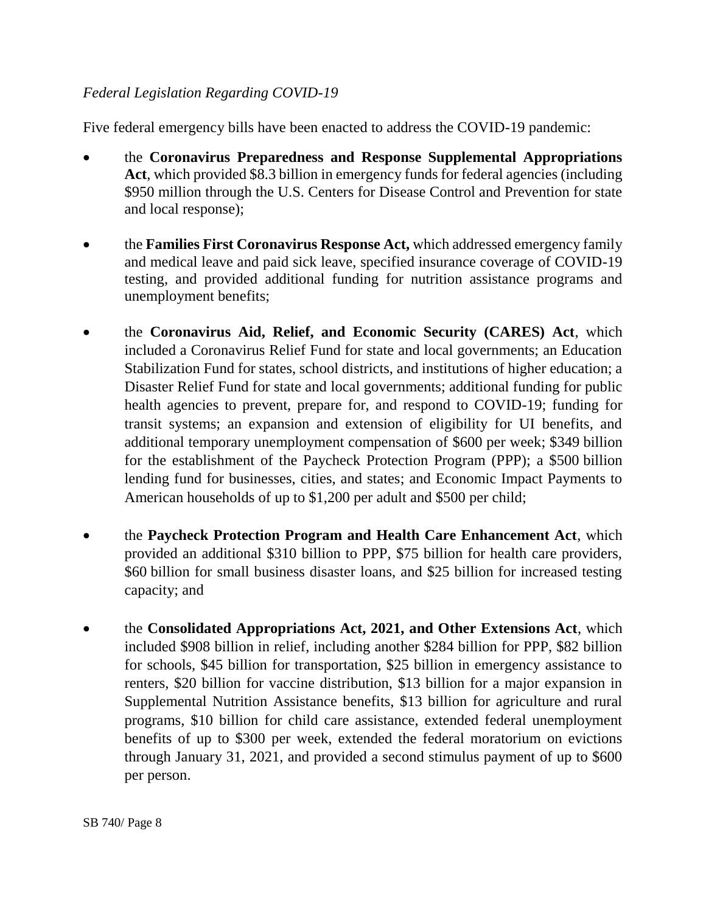*Federal Legislation Regarding COVID-19*

Five federal emergency bills have been enacted to address the COVID-19 pandemic:

- the **Coronavirus Preparedness and Response Supplemental Appropriations Act**, which provided $8.3 billion in emergency funds for federal agencies (including $950 million through the U.S. Centers for Disease Control and Prevention for state and local response);
- the **Families First Coronavirus Response Act,** which addressed emergency family and medical leave and paid sick leave, specified insurance coverage of COVID-19 testing, and provided additional funding for nutrition assistance programs and unemployment benefits;
- the **Coronavirus Aid, Relief, and Economic Security (CARES) Act**, which included a Coronavirus Relief Fund for state and local governments; an Education Stabilization Fund for states, school districts, and institutions of higher education; a Disaster Relief Fund for state and local governments; additional funding for public health agencies to prevent, prepare for, and respond to COVID-19; funding for transit systems; an expansion and extension of eligibility for UI benefits, and additional temporary unemployment compensation of $600 per week; $349 billion for the establishment of the Paycheck Protection Program (PPP); a $500 billion lending fund for businesses, cities, and states; and Economic Impact Payments to American households of up to $1,200 per adult and $500 per child;
- the **Paycheck Protection Program and Health Care Enhancement Act**, which provided an additional $310 billion to PPP, $75 billion for health care providers, $60 billion for small business disaster loans, and $25 billion for increased testing capacity; and
- the **Consolidated Appropriations Act, 2021, and Other Extensions Act**, which included $908 billion in relief, including another $284 billion for PPP, $82 billion for schools, $45 billion for transportation, $25 billion in emergency assistance to renters, $20 billion for vaccine distribution, $13 billion for a major expansion in Supplemental Nutrition Assistance benefits, $13 billion for agriculture and rural programs, $10 billion for child care assistance, extended federal unemployment benefits of up to $300 per week, extended the federal moratorium on evictions through January 31, 2021, and provided a second stimulus payment of up to $600 per person.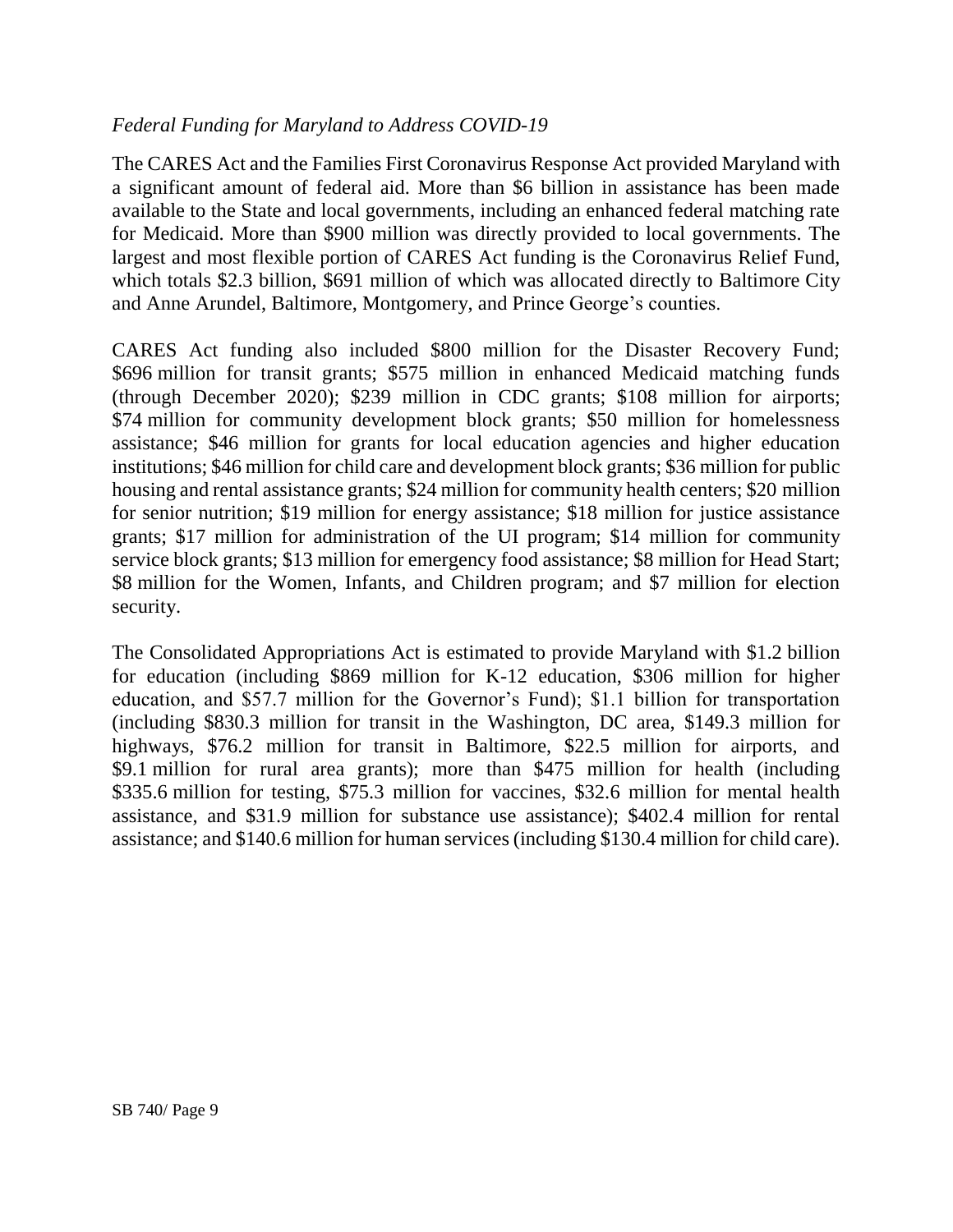*Federal Funding for Maryland to Address COVID-19*

The CARES Act and the Families First Coronavirus Response Act provided Maryland with a significant amount of federal aid. More than $6 billion in assistance has been made available to the State and local governments, including an enhanced federal matching rate for Medicaid. More than $900 million was directly provided to local governments. The largest and most flexible portion of CARES Act funding is the Coronavirus Relief Fund, which totals $2.3 billion, $691 million of which was allocated directly to Baltimore City and Anne Arundel, Baltimore, Montgomery, and Prince George's counties.

CARES Act funding also included $800 million for the Disaster Recovery Fund; $696 million for transit grants; $575 million in enhanced Medicaid matching funds (through December 2020); $239 million in CDC grants; $108 million for airports; $74 million for community development block grants; $50 million for homelessness assistance; $46 million for grants for local education agencies and higher education institutions; $46 million for child care and development block grants; $36 million for public housing and rental assistance grants; $24 million for community health centers; $20 million for senior nutrition; $19 million for energy assistance; $18 million for justice assistance grants; $17 million for administration of the UI program; $14 million for community service block grants; $13 million for emergency food assistance; $8 million for Head Start; $8 million for the Women, Infants, and Children program; and $7 million for election security.

The Consolidated Appropriations Act is estimated to provide Maryland with $1.2 billion for education (including $869 million for K-12 education, $306 million for higher education, and $57.7 million for the Governor's Fund); $1.1 billion for transportation (including $830.3 million for transit in the Washington, DC area, $149.3 million for highways, $76.2 million for transit in Baltimore, $22.5 million for airports, and $9.1 million for rural area grants); more than $475 million for health (including $335.6 million for testing, $75.3 million for vaccines, $32.6 million for mental health assistance, and $31.9 million for substance use assistance); $402.4 million for rental assistance; and $140.6 million for human services (including $130.4 million for child care).